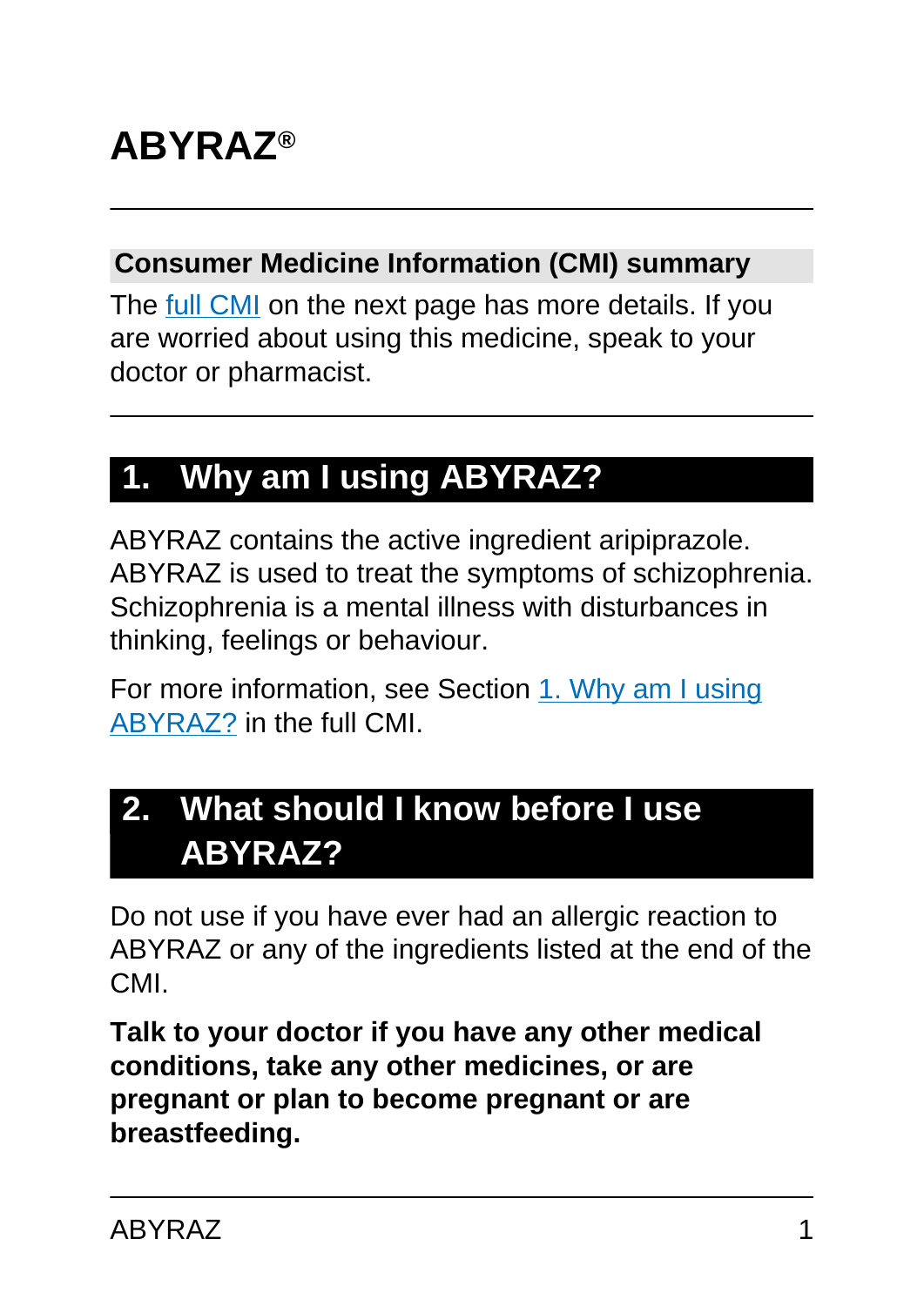# ABYRAZ®

## Consumer Medicine Information (CMI) summary

The full CMI on the next page has more details. If you are worried about using this medicine, speak to your doctor or pharmacist.

## 1. Why am I using ABYRAZ?

ABYRAZ contains the active ingredient aripiprazole. ABYRAZ is used to treat the symptoms of schizophrenia. Schizophrenia is a mental illness with disturbances in thinking, feelings or behaviour.

For more information, see Section 1. Why am I using ABYRAZ? in the full CMI.

## 2. What should I know before I use ABYRAZ?

Do not use if you have ever had an allergic reaction to ABYRAZ or any of the ingredients listed at the end of the CMI.

**Talk to your doctor if you have any other medical conditions, take any other medicines, or are pregnant or plan to become pregnant or are breastfeeding.**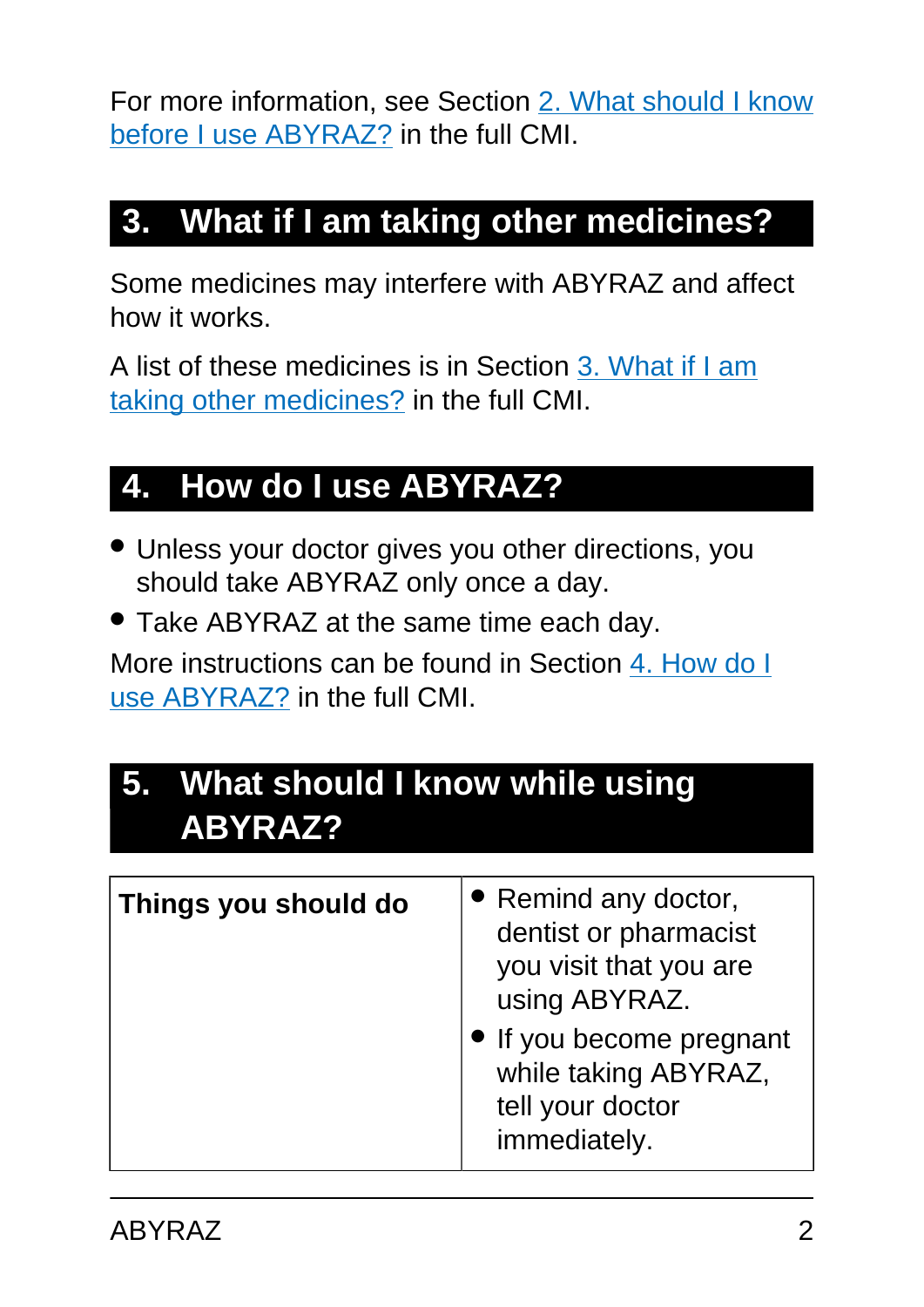For more information, see Section 2. What should I know before I use ABYRAZ? in the full CMI.

## 3. What if I am taking other medicines?

Some medicines may interfere with ABYRAZ and affect how it works.

A list of these medicines is in Section 3. What if I am taking other medicines? in the full CMI.

## 4. How do I use ABYRAZ?

- Unless your doctor gives you other directions, you should take ABYRAZ only once a day.
- Take ABYRAZ at the same time each day.

More instructions can be found in Section 4. How do I use ABYRAZ? in the full CMI.

## 5. What should I know while using ABYRAZ?

| | |
|---|---|
| **Things you should do** | • Remind any doctor, dentist or pharmacist you visit that you are using ABYRAZ.<br>• If you become pregnant while taking ABYRAZ, tell your doctor immediately. |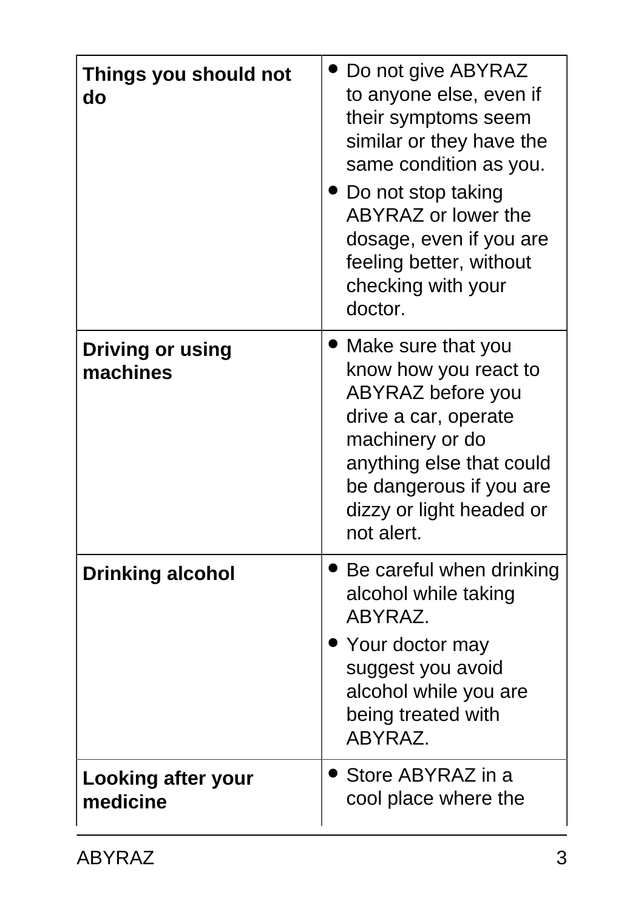| | |
|---|---|
| **Things you should not do** | • Do not give ABYRAZ to anyone else, even if their symptoms seem similar or they have the same condition as you.<br>• Do not stop taking ABYRAZ or lower the dosage, even if you are feeling better, without checking with your doctor. |
| **Driving or using machines** | • Make sure that you know how you react to ABYRAZ before you drive a car, operate machinery or do anything else that could be dangerous if you are dizzy or light headed or not alert. |
| **Drinking alcohol** | • Be careful when drinking alcohol while taking ABYRAZ.<br>• Your doctor may suggest you avoid alcohol while you are being treated with ABYRAZ. |
| **Looking after your medicine** | • Store ABYRAZ in a cool place where the |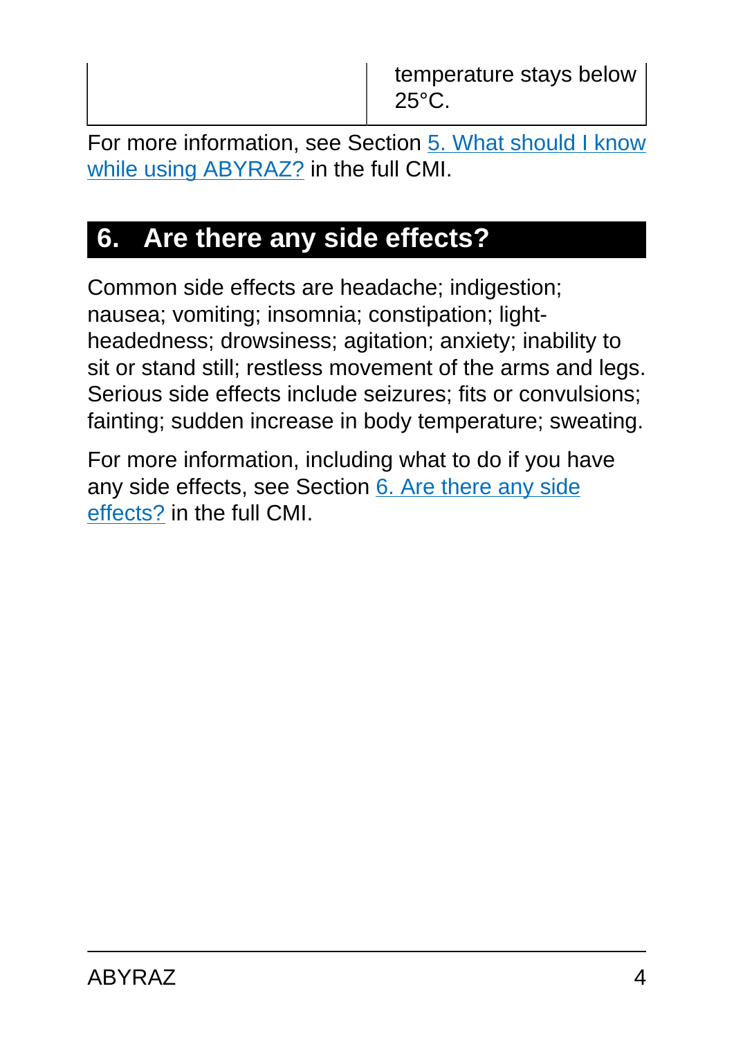| | temperature stays below 25°C. |
|---|---|

For more information, see Section 5. What should I know while using ABYRAZ? in the full CMI.

## 6. Are there any side effects?

Common side effects are headache; indigestion; nausea; vomiting; insomnia; constipation; light-headedness; drowsiness; agitation; anxiety; inability to sit or stand still; restless movement of the arms and legs. Serious side effects include seizures; fits or convulsions; fainting; sudden increase in body temperature; sweating.

For more information, including what to do if you have any side effects, see Section 6. Are there any side effects? in the full CMI.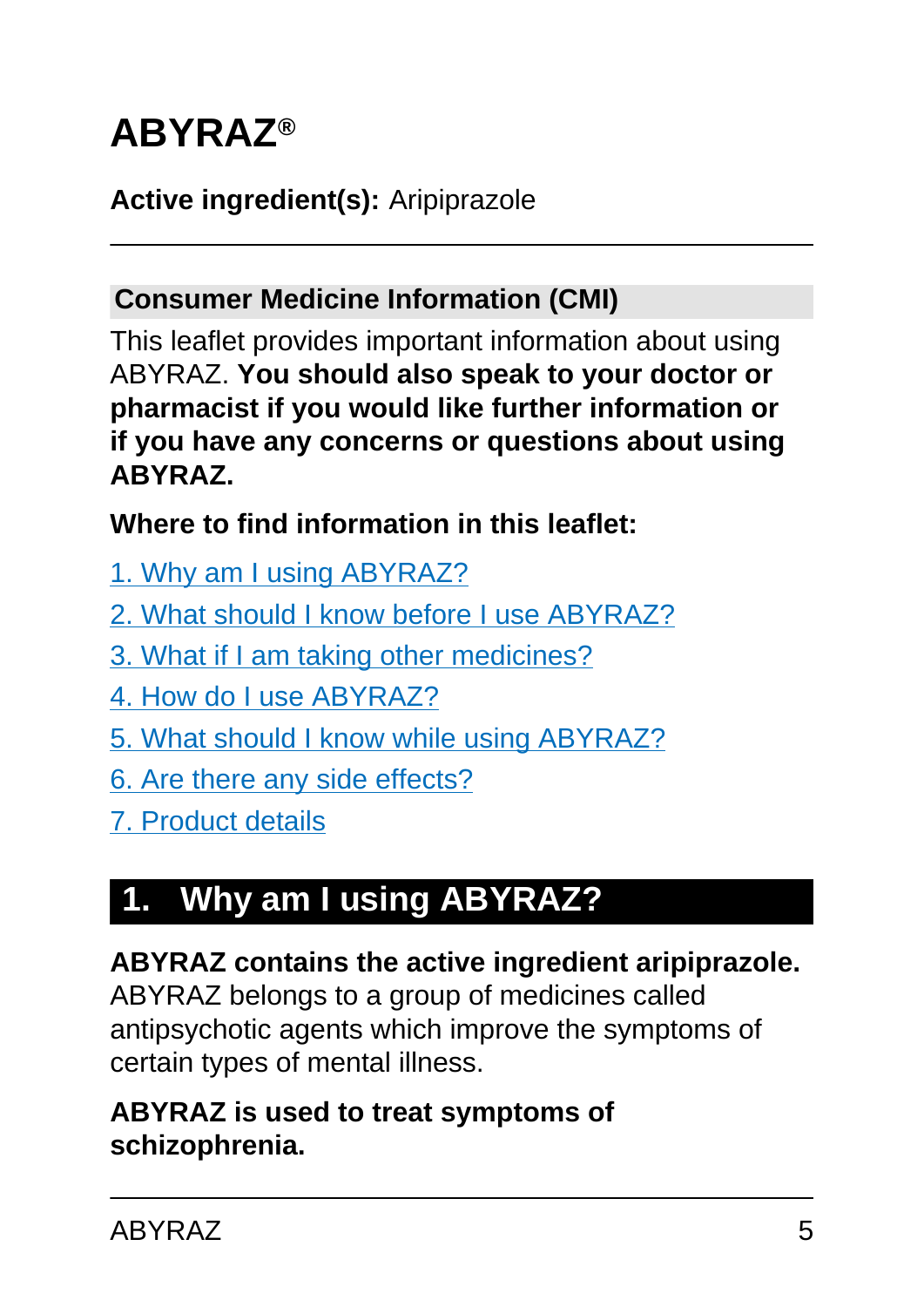# ABYRAZ®

**Active ingredient(s):** Aripiprazole

## Consumer Medicine Information (CMI)

This leaflet provides important information about using ABYRAZ. **You should also speak to your doctor or pharmacist if you would like further information or if you have any concerns or questions about using ABYRAZ.**

**Where to find information in this leaflet:**

1. Why am I using ABYRAZ?
2. What should I know before I use ABYRAZ?
3. What if I am taking other medicines?
4. How do I use ABYRAZ?
5. What should I know while using ABYRAZ?
6. Are there any side effects?
7. Product details

## 1. Why am I using ABYRAZ?

**ABYRAZ contains the active ingredient aripiprazole.** ABYRAZ belongs to a group of medicines called antipsychotic agents which improve the symptoms of certain types of mental illness.

**ABYRAZ is used to treat symptoms of schizophrenia.**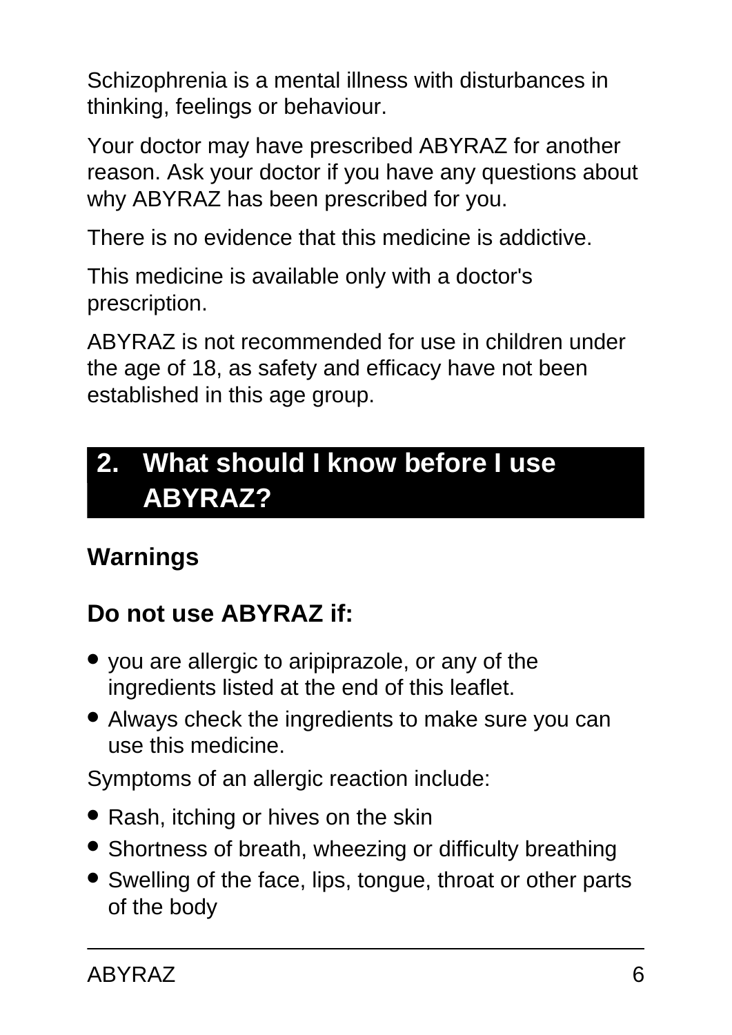Schizophrenia is a mental illness with disturbances in thinking, feelings or behaviour.

Your doctor may have prescribed ABYRAZ for another reason. Ask your doctor if you have any questions about why ABYRAZ has been prescribed for you.

There is no evidence that this medicine is addictive.

This medicine is available only with a doctor's prescription.

ABYRAZ is not recommended for use in children under the age of 18, as safety and efficacy have not been established in this age group.

## 2. What should I know before I use ABYRAZ?

### Warnings

### Do not use ABYRAZ if:

- you are allergic to aripiprazole, or any of the ingredients listed at the end of this leaflet.
- Always check the ingredients to make sure you can use this medicine.

Symptoms of an allergic reaction include:

- Rash, itching or hives on the skin
- Shortness of breath, wheezing or difficulty breathing
- Swelling of the face, lips, tongue, throat or other parts of the body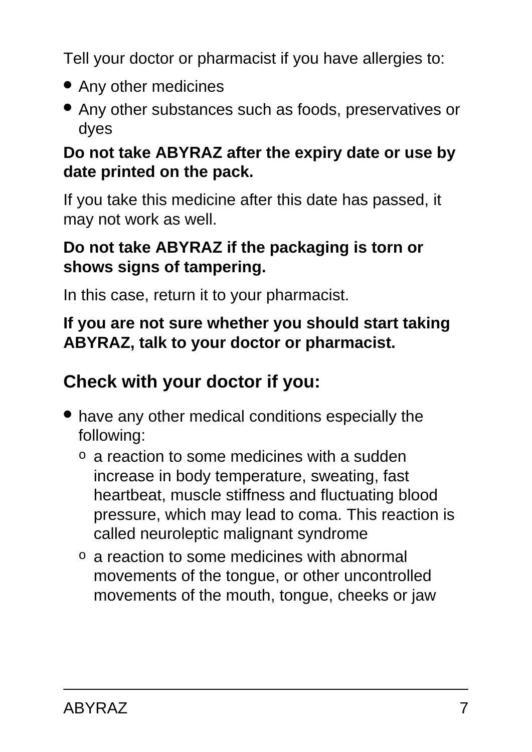Tell your doctor or pharmacist if you have allergies to:

- Any other medicines
- Any other substances such as foods, preservatives or dyes

**Do not take ABYRAZ after the expiry date or use by date printed on the pack.**

If you take this medicine after this date has passed, it may not work as well.

**Do not take ABYRAZ if the packaging is torn or shows signs of tampering.**

In this case, return it to your pharmacist.

**If you are not sure whether you should start taking ABYRAZ, talk to your doctor or pharmacist.**

## Check with your doctor if you:

- have any other medical conditions especially the following:
  - a reaction to some medicines with a sudden increase in body temperature, sweating, fast heartbeat, muscle stiffness and fluctuating blood pressure, which may lead to coma. This reaction is called neuroleptic malignant syndrome
  - a reaction to some medicines with abnormal movements of the tongue, or other uncontrolled movements of the mouth, tongue, cheeks or jaw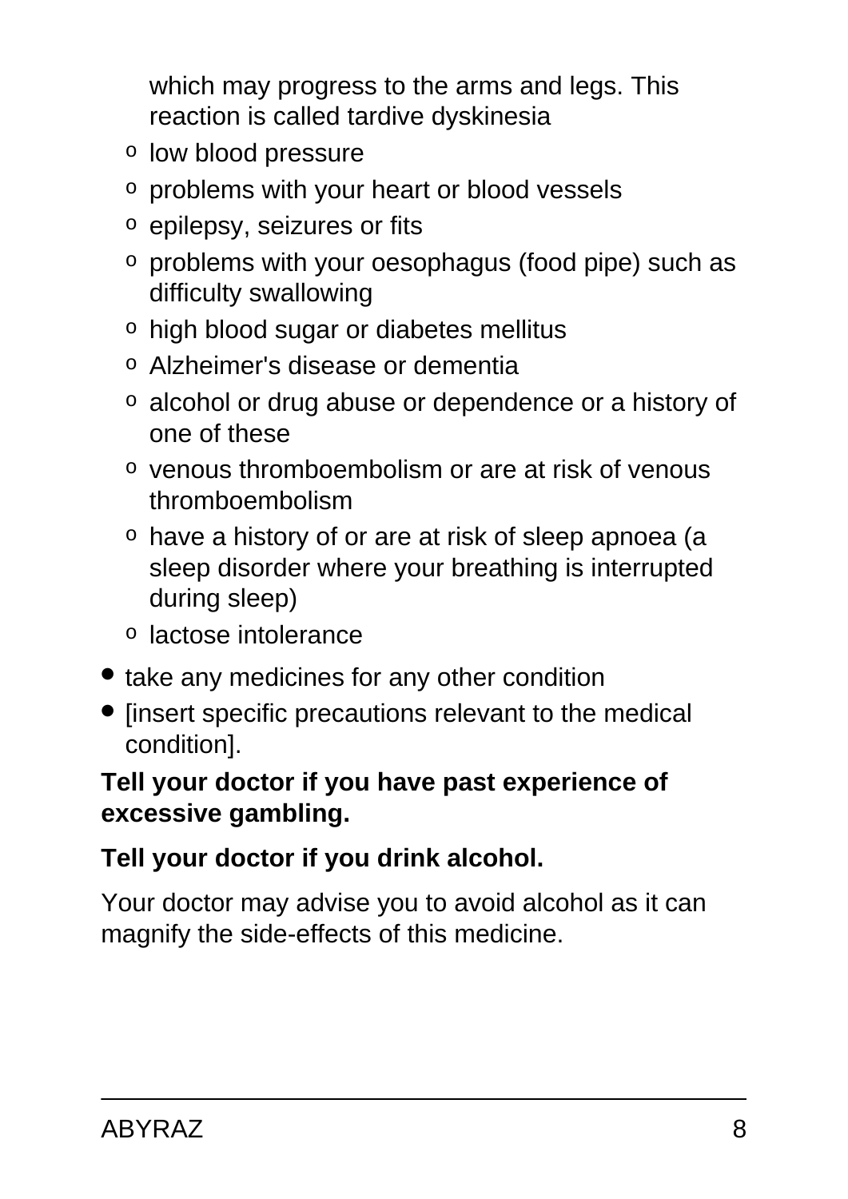which may progress to the arms and legs. This reaction is called tardive dyskinesia
  - low blood pressure
  - problems with your heart or blood vessels
  - epilepsy, seizures or fits
  - problems with your oesophagus (food pipe) such as difficulty swallowing
  - high blood sugar or diabetes mellitus
  - Alzheimer's disease or dementia
  - alcohol or drug abuse or dependence or a history of one of these
  - venous thromboembolism or are at risk of venous thromboembolism
  - have a history of or are at risk of sleep apnoea (a sleep disorder where your breathing is interrupted during sleep)
  - lactose intolerance
- take any medicines for any other condition
- [insert specific precautions relevant to the medical condition].

**Tell your doctor if you have past experience of excessive gambling.**

**Tell your doctor if you drink alcohol.**

Your doctor may advise you to avoid alcohol as it can magnify the side-effects of this medicine.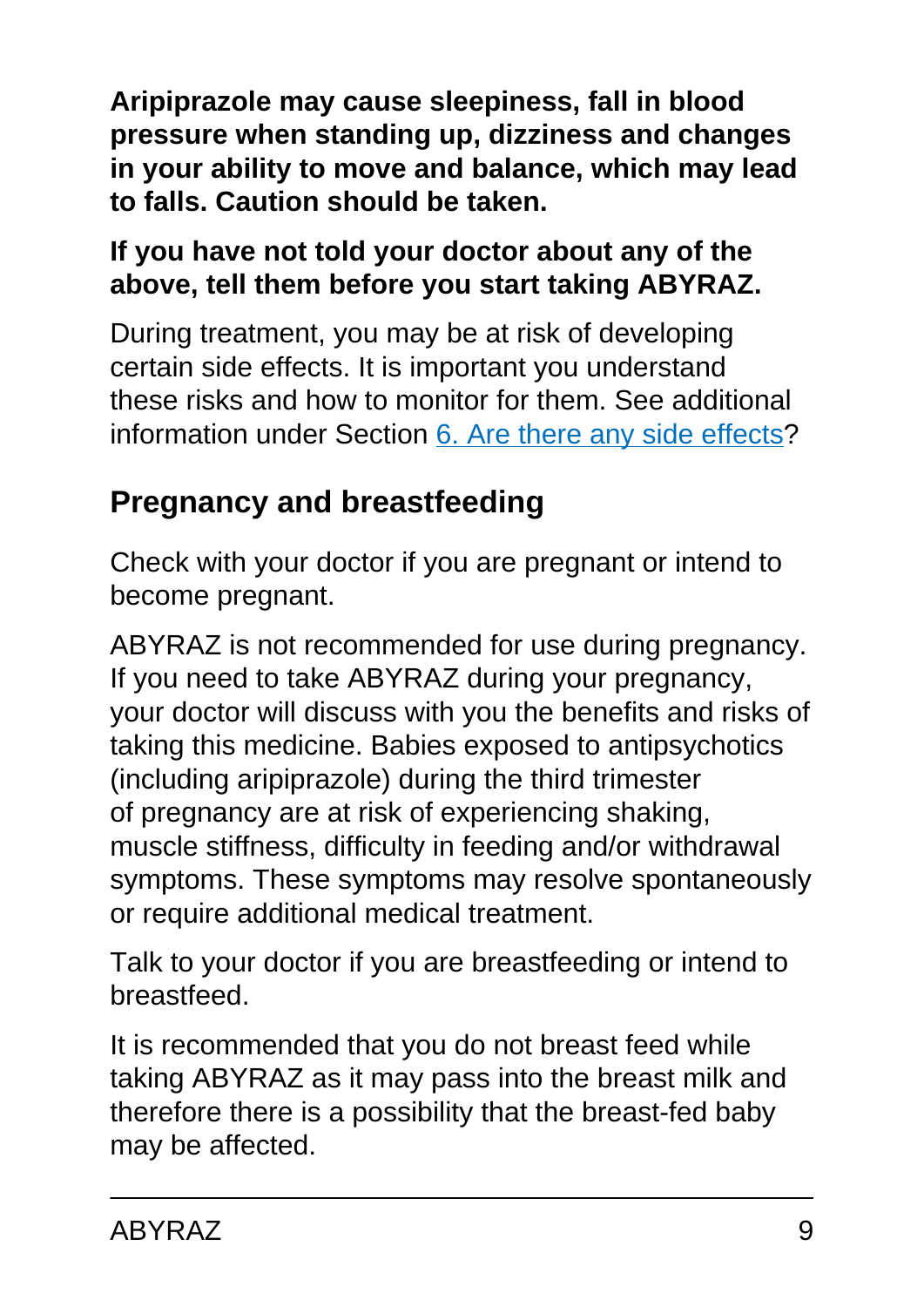**Aripiprazole may cause sleepiness, fall in blood pressure when standing up, dizziness and changes in your ability to move and balance, which may lead to falls. Caution should be taken.**

**If you have not told your doctor about any of the above, tell them before you start taking ABYRAZ.**

During treatment, you may be at risk of developing certain side effects. It is important you understand these risks and how to monitor for them. See additional information under Section 6. Are there any side effects?

## Pregnancy and breastfeeding

Check with your doctor if you are pregnant or intend to become pregnant.

ABYRAZ is not recommended for use during pregnancy. If you need to take ABYRAZ during your pregnancy, your doctor will discuss with you the benefits and risks of taking this medicine. Babies exposed to antipsychotics (including aripiprazole) during the third trimester of pregnancy are at risk of experiencing shaking, muscle stiffness, difficulty in feeding and/or withdrawal symptoms. These symptoms may resolve spontaneously or require additional medical treatment.

Talk to your doctor if you are breastfeeding or intend to breastfeed.

It is recommended that you do not breast feed while taking ABYRAZ as it may pass into the breast milk and therefore there is a possibility that the breast-fed baby may be affected.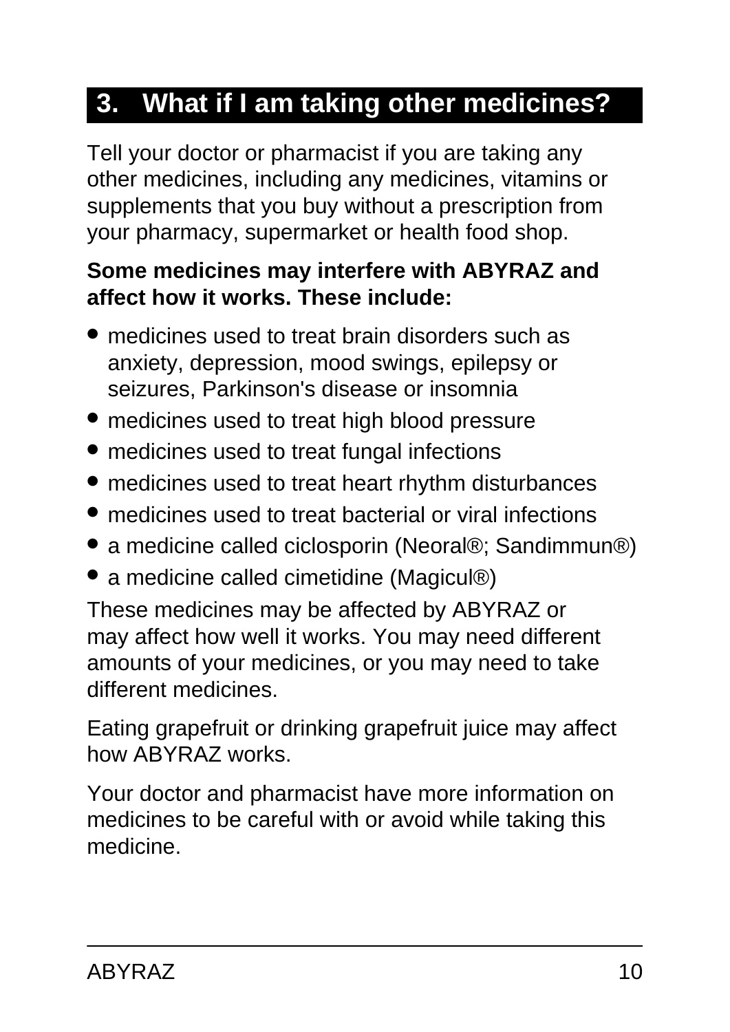## 3. What if I am taking other medicines?

Tell your doctor or pharmacist if you are taking any other medicines, including any medicines, vitamins or supplements that you buy without a prescription from your pharmacy, supermarket or health food shop.

**Some medicines may interfere with ABYRAZ and affect how it works. These include:**

- medicines used to treat brain disorders such as anxiety, depression, mood swings, epilepsy or seizures, Parkinson's disease or insomnia
- medicines used to treat high blood pressure
- medicines used to treat fungal infections
- medicines used to treat heart rhythm disturbances
- medicines used to treat bacterial or viral infections
- a medicine called ciclosporin (Neoral®; Sandimmun®)
- a medicine called cimetidine (Magicul®)

These medicines may be affected by ABYRAZ or may affect how well it works. You may need different amounts of your medicines, or you may need to take different medicines.

Eating grapefruit or drinking grapefruit juice may affect how ABYRAZ works.

Your doctor and pharmacist have more information on medicines to be careful with or avoid while taking this medicine.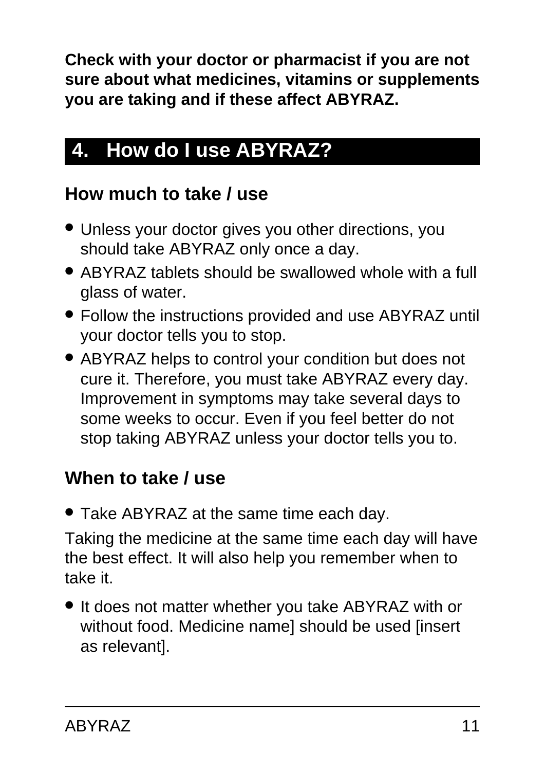**Check with your doctor or pharmacist if you are not sure about what medicines, vitamins or supplements you are taking and if these affect ABYRAZ.**

## 4. How do I use ABYRAZ?

### How much to take / use

- Unless your doctor gives you other directions, you should take ABYRAZ only once a day.
- ABYRAZ tablets should be swallowed whole with a full glass of water.
- Follow the instructions provided and use ABYRAZ until your doctor tells you to stop.
- ABYRAZ helps to control your condition but does not cure it. Therefore, you must take ABYRAZ every day. Improvement in symptoms may take several days to some weeks to occur. Even if you feel better do not stop taking ABYRAZ unless your doctor tells you to.

### When to take / use

- Take ABYRAZ at the same time each day.

Taking the medicine at the same time each day will have the best effect. It will also help you remember when to take it.

- It does not matter whether you take ABYRAZ with or without food. Medicine name] should be used [insert as relevant].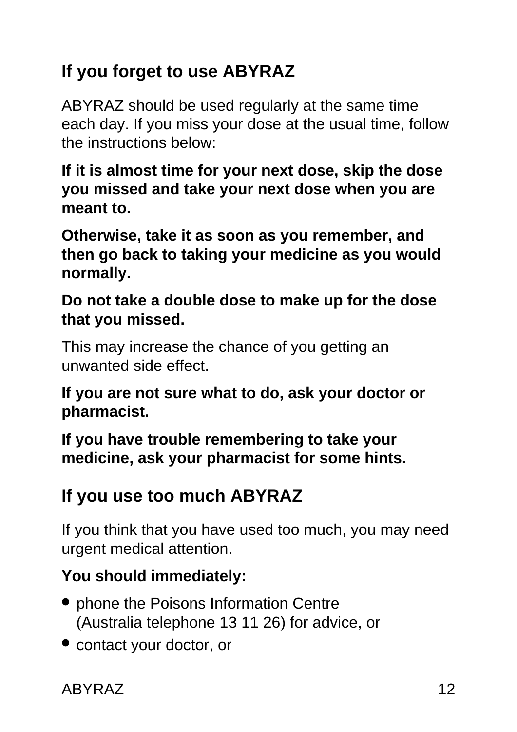## If you forget to use ABYRAZ

ABYRAZ should be used regularly at the same time each day. If you miss your dose at the usual time, follow the instructions below:

**If it is almost time for your next dose, skip the dose you missed and take your next dose when you are meant to.**

**Otherwise, take it as soon as you remember, and then go back to taking your medicine as you would normally.**

**Do not take a double dose to make up for the dose that you missed.**

This may increase the chance of you getting an unwanted side effect.

**If you are not sure what to do, ask your doctor or pharmacist.**

**If you have trouble remembering to take your medicine, ask your pharmacist for some hints.**

## If you use too much ABYRAZ

If you think that you have used too much, you may need urgent medical attention.

**You should immediately:**

- phone the Poisons Information Centre (Australia telephone 13 11 26) for advice, or
- contact your doctor, or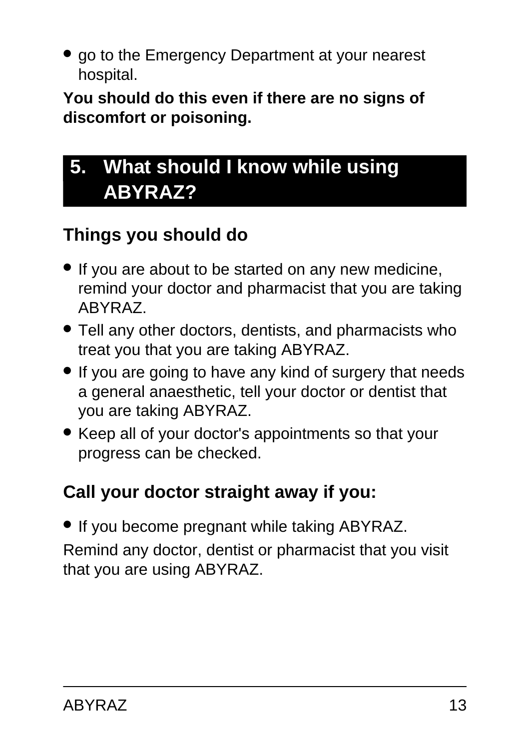- go to the Emergency Department at your nearest hospital.

**You should do this even if there are no signs of discomfort or poisoning.**

## 5. What should I know while using ABYRAZ?

### Things you should do

- If you are about to be started on any new medicine, remind your doctor and pharmacist that you are taking ABYRAZ.
- Tell any other doctors, dentists, and pharmacists who treat you that you are taking ABYRAZ.
- If you are going to have any kind of surgery that needs a general anaesthetic, tell your doctor or dentist that you are taking ABYRAZ.
- Keep all of your doctor's appointments so that your progress can be checked.

### Call your doctor straight away if you:

- If you become pregnant while taking ABYRAZ.

Remind any doctor, dentist or pharmacist that you visit that you are using ABYRAZ.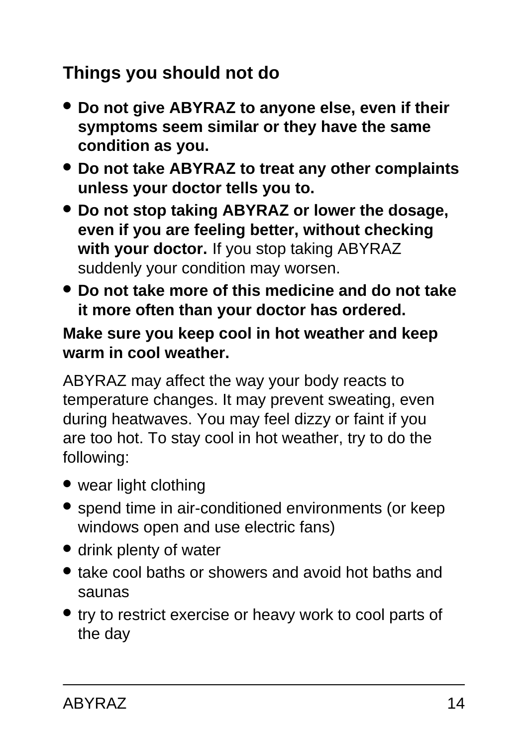### Things you should not do

- **Do not give ABYRAZ to anyone else, even if their symptoms seem similar or they have the same condition as you.**
- **Do not take ABYRAZ to treat any other complaints unless your doctor tells you to.**
- **Do not stop taking ABYRAZ or lower the dosage, even if you are feeling better, without checking with your doctor.** If you stop taking ABYRAZ suddenly your condition may worsen.
- **Do not take more of this medicine and do not take it more often than your doctor has ordered.**

**Make sure you keep cool in hot weather and keep warm in cool weather.**

ABYRAZ may affect the way your body reacts to temperature changes. It may prevent sweating, even during heatwaves. You may feel dizzy or faint if you are too hot. To stay cool in hot weather, try to do the following:

- wear light clothing
- spend time in air-conditioned environments (or keep windows open and use electric fans)
- drink plenty of water
- take cool baths or showers and avoid hot baths and saunas
- try to restrict exercise or heavy work to cool parts of the day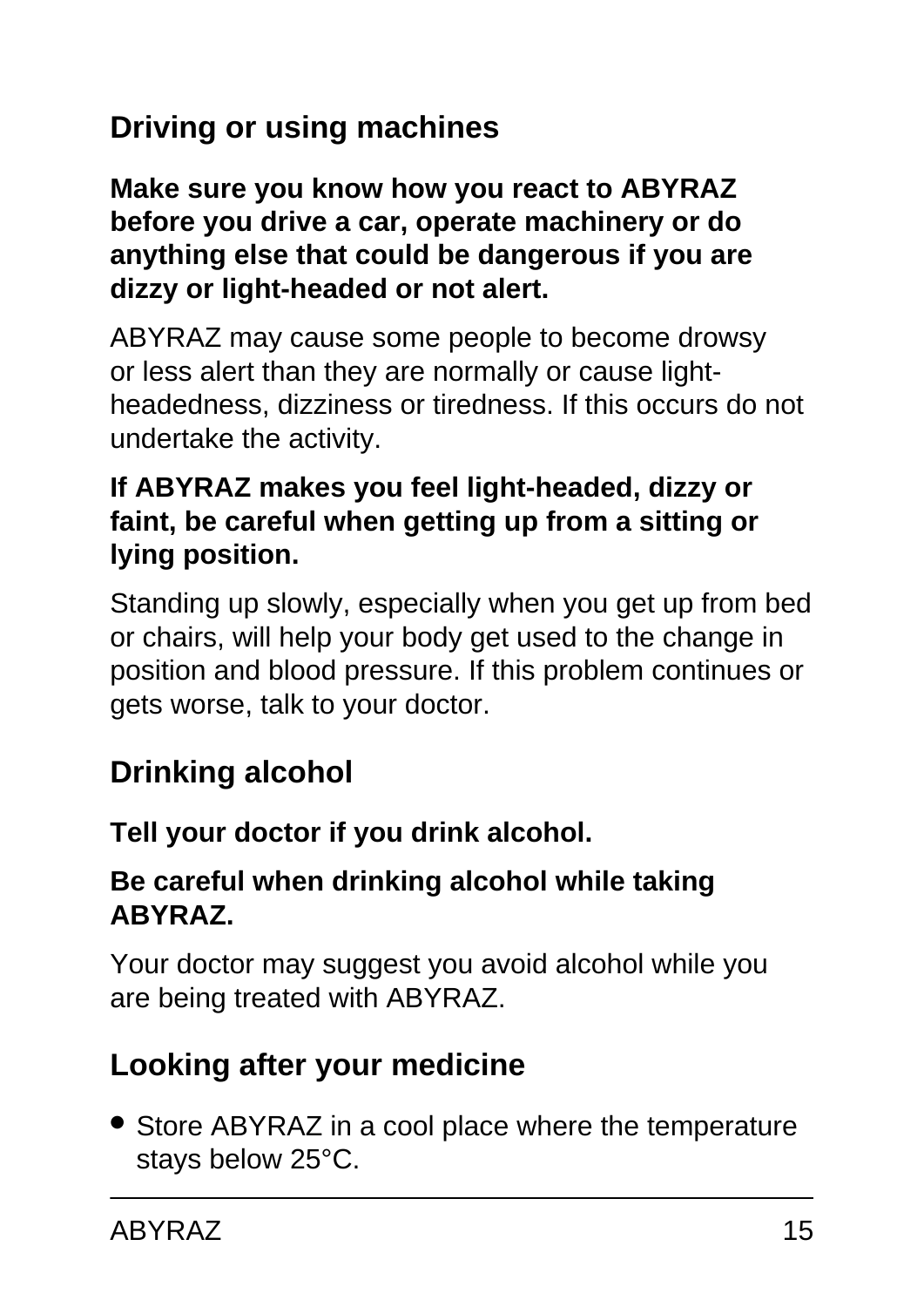## Driving or using machines

**Make sure you know how you react to ABYRAZ before you drive a car, operate machinery or do anything else that could be dangerous if you are dizzy or light-headed or not alert.**

ABYRAZ may cause some people to become drowsy or less alert than they are normally or cause light-headedness, dizziness or tiredness. If this occurs do not undertake the activity.

**If ABYRAZ makes you feel light-headed, dizzy or faint, be careful when getting up from a sitting or lying position.**

Standing up slowly, especially when you get up from bed or chairs, will help your body get used to the change in position and blood pressure. If this problem continues or gets worse, talk to your doctor.

## Drinking alcohol

**Tell your doctor if you drink alcohol.**

**Be careful when drinking alcohol while taking ABYRAZ.**

Your doctor may suggest you avoid alcohol while you are being treated with ABYRAZ.

## Looking after your medicine

- Store ABYRAZ in a cool place where the temperature stays below 25°C.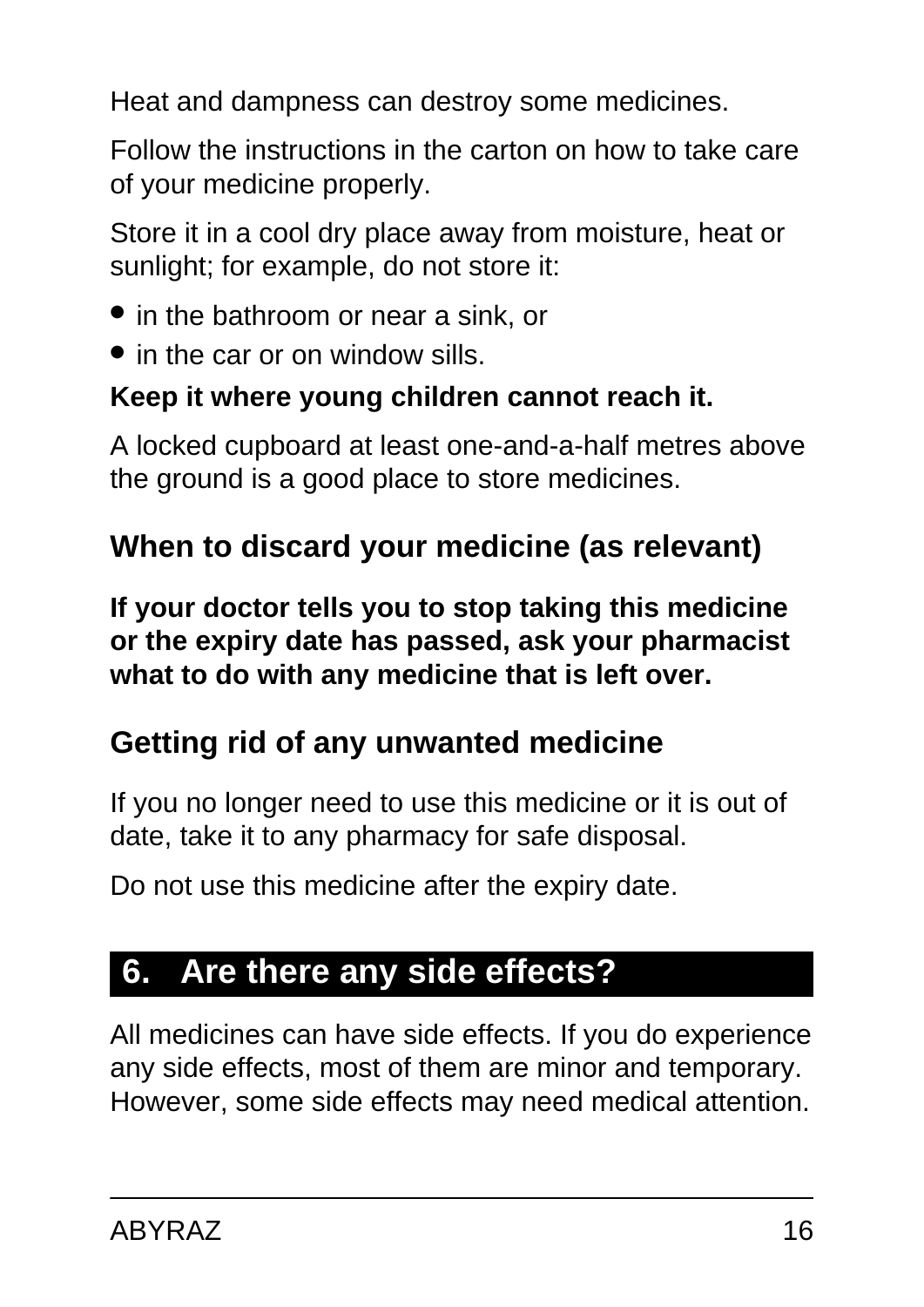Heat and dampness can destroy some medicines.

Follow the instructions in the carton on how to take care of your medicine properly.

Store it in a cool dry place away from moisture, heat or sunlight; for example, do not store it:

- in the bathroom or near a sink, or
- in the car or on window sills.

**Keep it where young children cannot reach it.**

A locked cupboard at least one-and-a-half metres above the ground is a good place to store medicines.

### When to discard your medicine (as relevant)

**If your doctor tells you to stop taking this medicine or the expiry date has passed, ask your pharmacist what to do with any medicine that is left over.**

### Getting rid of any unwanted medicine

If you no longer need to use this medicine or it is out of date, take it to any pharmacy for safe disposal.

Do not use this medicine after the expiry date.

## 6. Are there any side effects?

All medicines can have side effects. If you do experience any side effects, most of them are minor and temporary. However, some side effects may need medical attention.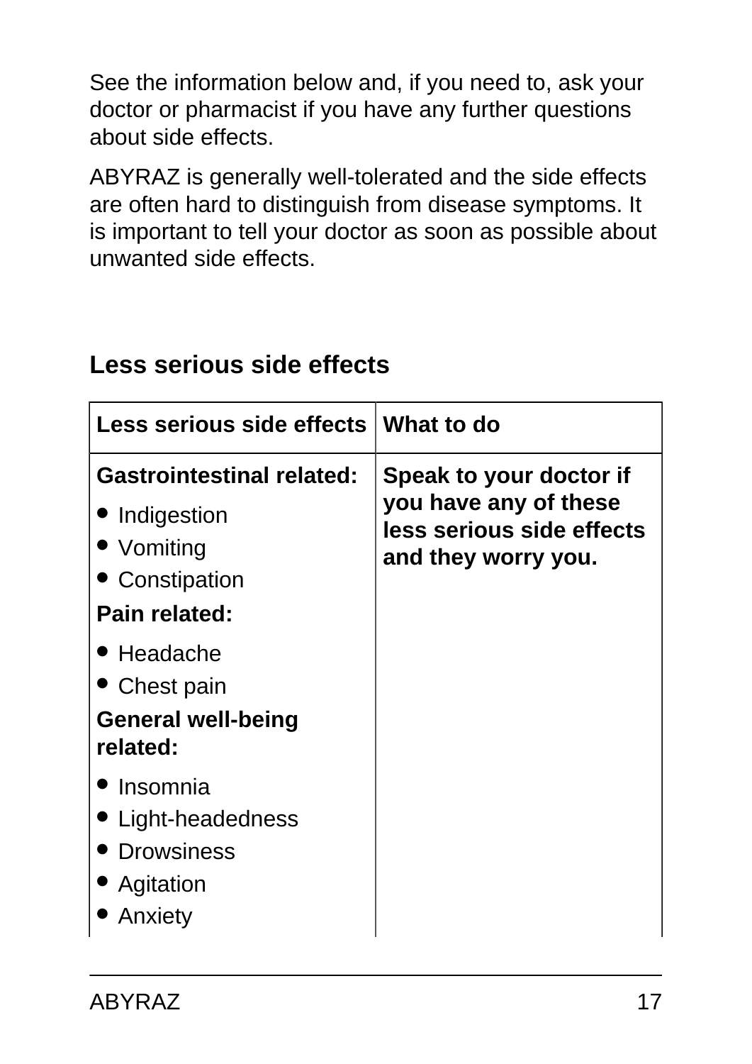See the information below and, if you need to, ask your doctor or pharmacist if you have any further questions about side effects.

ABYRAZ is generally well-tolerated and the side effects are often hard to distinguish from disease symptoms. It is important to tell your doctor as soon as possible about unwanted side effects.

## Less serious side effects

| Less serious side effects | What to do |
|---|---|
| **Gastrointestinal related:**<br>• Indigestion<br>• Vomiting<br>• Constipation<br>**Pain related:**<br>• Headache<br>• Chest pain<br>**General well-being related:**<br>• Insomnia<br>• Light-headedness<br>• Drowsiness<br>• Agitation<br>• Anxiety | **Speak to your doctor if you have any of these less serious side effects and they worry you.** |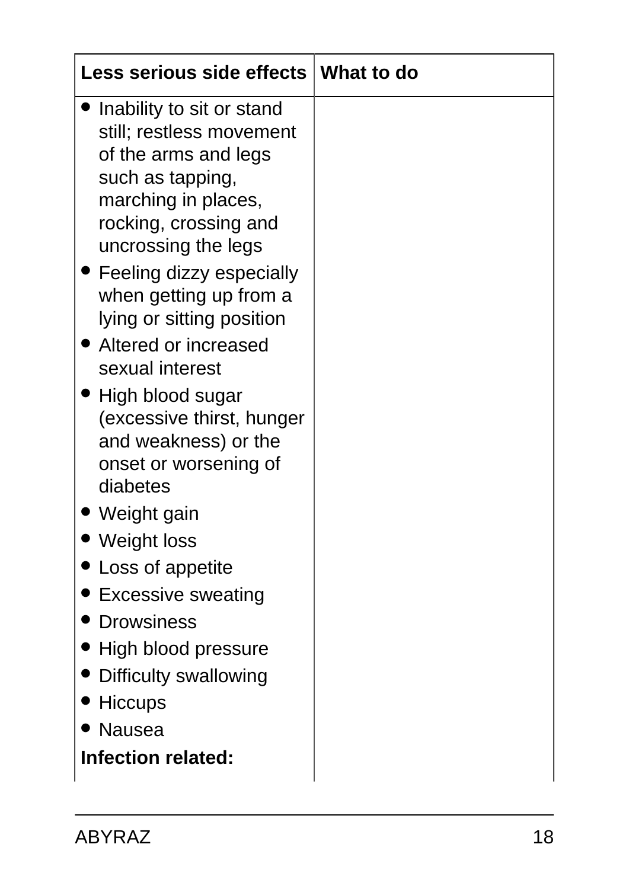| Less serious side effects | What to do |
|---|---|
| • Inability to sit or stand still; restless movement of the arms and legs such as tapping, marching in places, rocking, crossing and uncrossing the legs<br>• Feeling dizzy especially when getting up from a lying or sitting position<br>• Altered or increased sexual interest<br>• High blood sugar (excessive thirst, hunger and weakness) or the onset or worsening of diabetes<br>• Weight gain<br>• Weight loss<br>• Loss of appetite<br>• Excessive sweating<br>• Drowsiness<br>• High blood pressure<br>• Difficulty swallowing<br>• Hiccups<br>• Nausea<br>**Infection related:** | |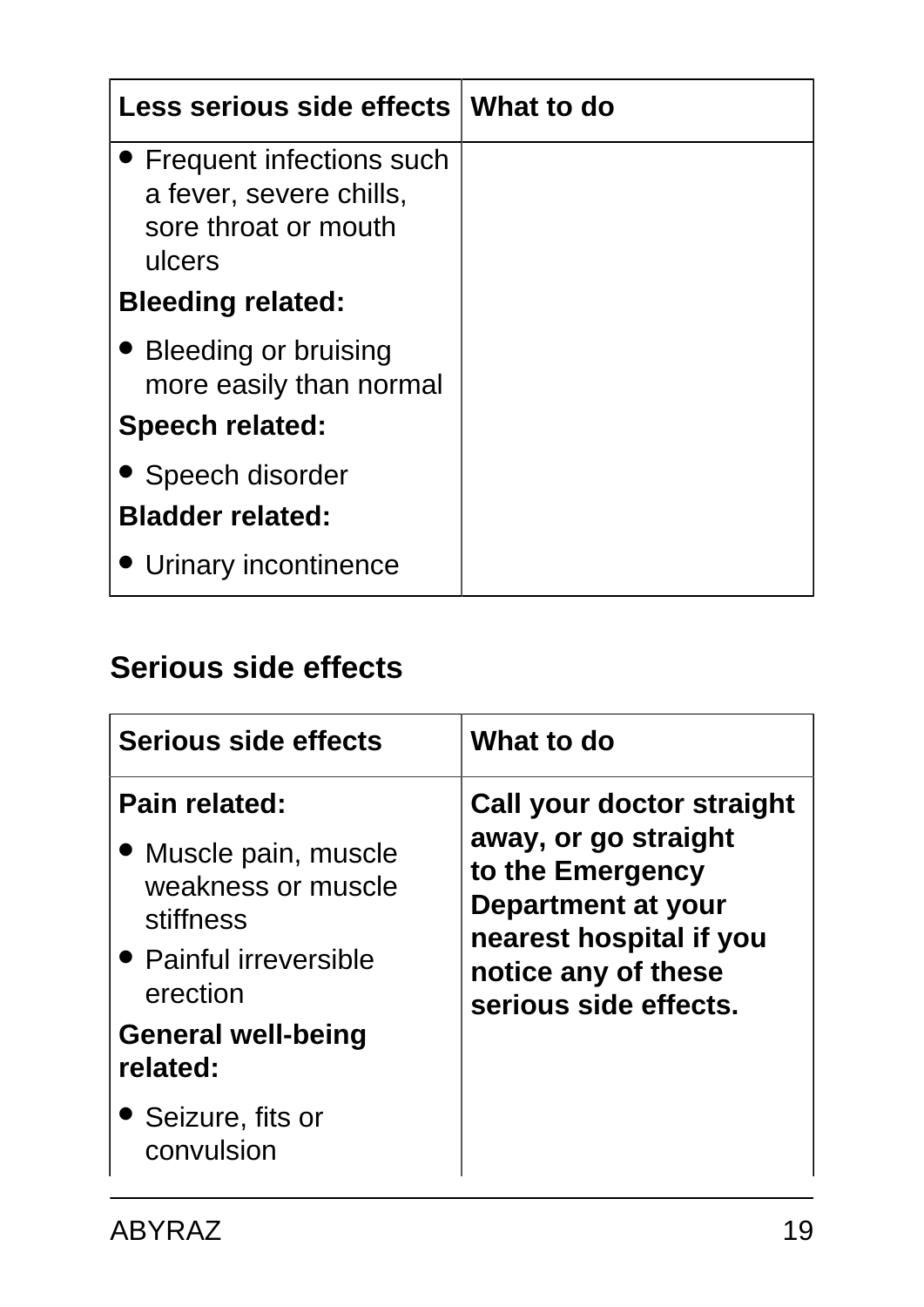| Less serious side effects | What to do |
|---|---|
| • Frequent infections such a fever, severe chills, sore throat or mouth ulcers<br>**Bleeding related:**<br>• Bleeding or bruising more easily than normal<br>**Speech related:**<br>• Speech disorder<br>**Bladder related:**<br>• Urinary incontinence | |

## Serious side effects

| Serious side effects | What to do |
|---|---|
| **Pain related:**<br>• Muscle pain, muscle weakness or muscle stiffness<br>• Painful irreversible erection<br>**General well-being related:**<br>• Seizure, fits or convulsion | **Call your doctor straight away, or go straight to the Emergency Department at your nearest hospital if you notice any of these serious side effects.** |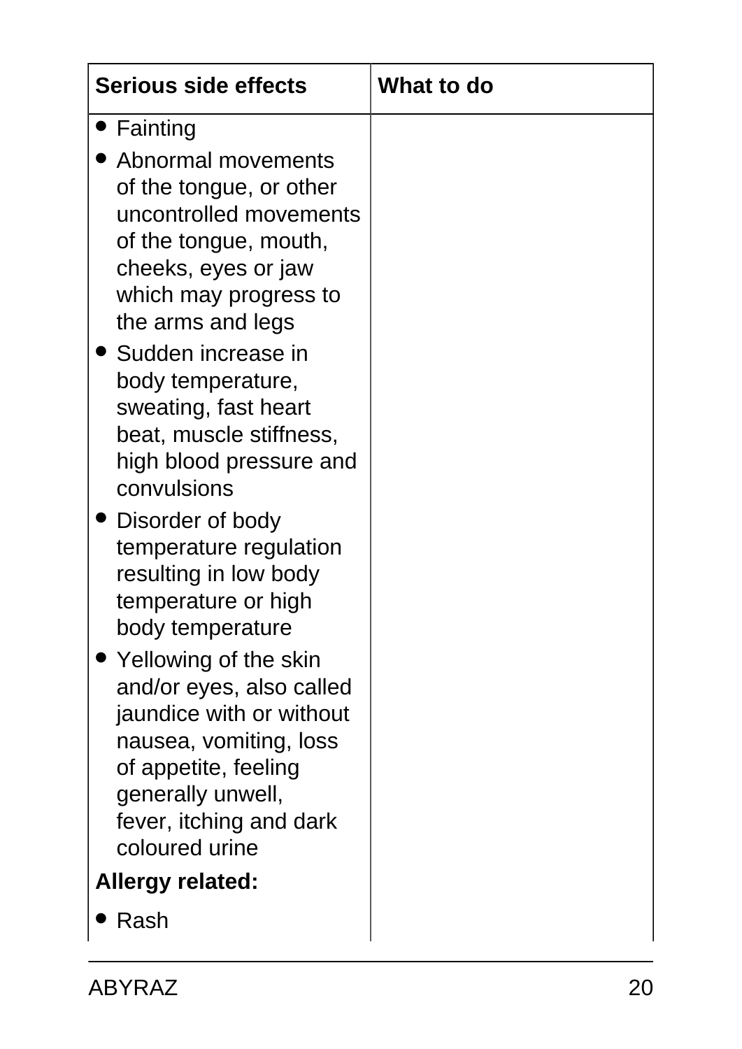| Serious side effects | What to do |
|---|---|
| • Fainting<br>• Abnormal movements of the tongue, or other uncontrolled movements of the tongue, mouth, cheeks, eyes or jaw which may progress to the arms and legs<br>• Sudden increase in body temperature, sweating, fast heart beat, muscle stiffness, high blood pressure and convulsions<br>• Disorder of body temperature regulation resulting in low body temperature or high body temperature<br>• Yellowing of the skin and/or eyes, also called jaundice with or without nausea, vomiting, loss of appetite, feeling generally unwell, fever, itching and dark coloured urine<br>**Allergy related:**<br>• Rash | |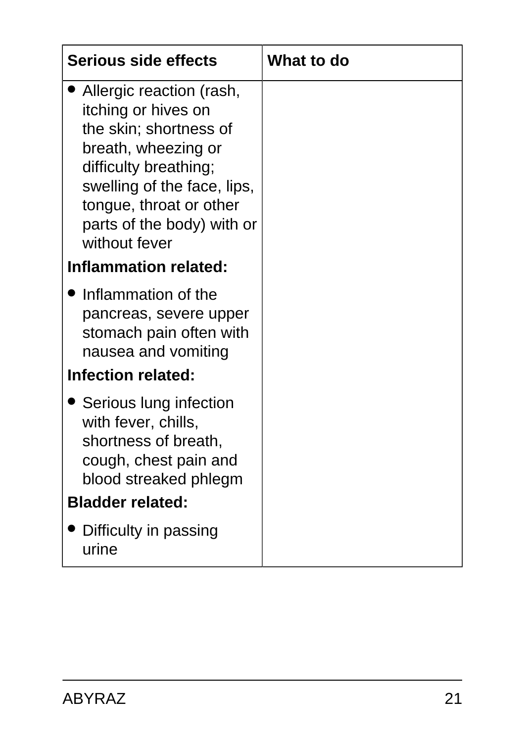| Serious side effects | What to do |
|---|---|
| • Allergic reaction (rash, itching or hives on the skin; shortness of breath, wheezing or difficulty breathing; swelling of the face, lips, tongue, throat or other parts of the body) with or without fever<br>**Inflammation related:**<br>• Inflammation of the pancreas, severe upper stomach pain often with nausea and vomiting<br>**Infection related:**<br>• Serious lung infection with fever, chills, shortness of breath, cough, chest pain and blood streaked phlegm<br>**Bladder related:**<br>• Difficulty in passing urine | |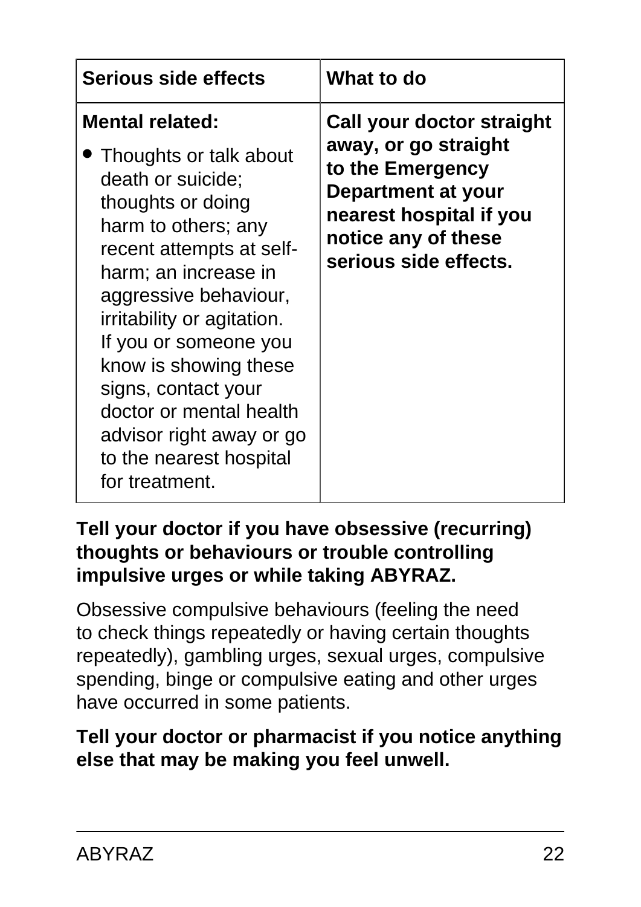| Serious side effects | What to do |
|---|---|
| **Mental related:**<br>• Thoughts or talk about death or suicide; thoughts or doing harm to others; any recent attempts at self-harm; an increase in aggressive behaviour, irritability or agitation. If you or someone you know is showing these signs, contact your doctor or mental health advisor right away or go to the nearest hospital for treatment. | **Call your doctor straight away, or go straight to the Emergency Department at your nearest hospital if you notice any of these serious side effects.** |

**Tell your doctor if you have obsessive (recurring) thoughts or behaviours or trouble controlling impulsive urges or while taking ABYRAZ.**

Obsessive compulsive behaviours (feeling the need to check things repeatedly or having certain thoughts repeatedly), gambling urges, sexual urges, compulsive spending, binge or compulsive eating and other urges have occurred in some patients.

**Tell your doctor or pharmacist if you notice anything else that may be making you feel unwell.**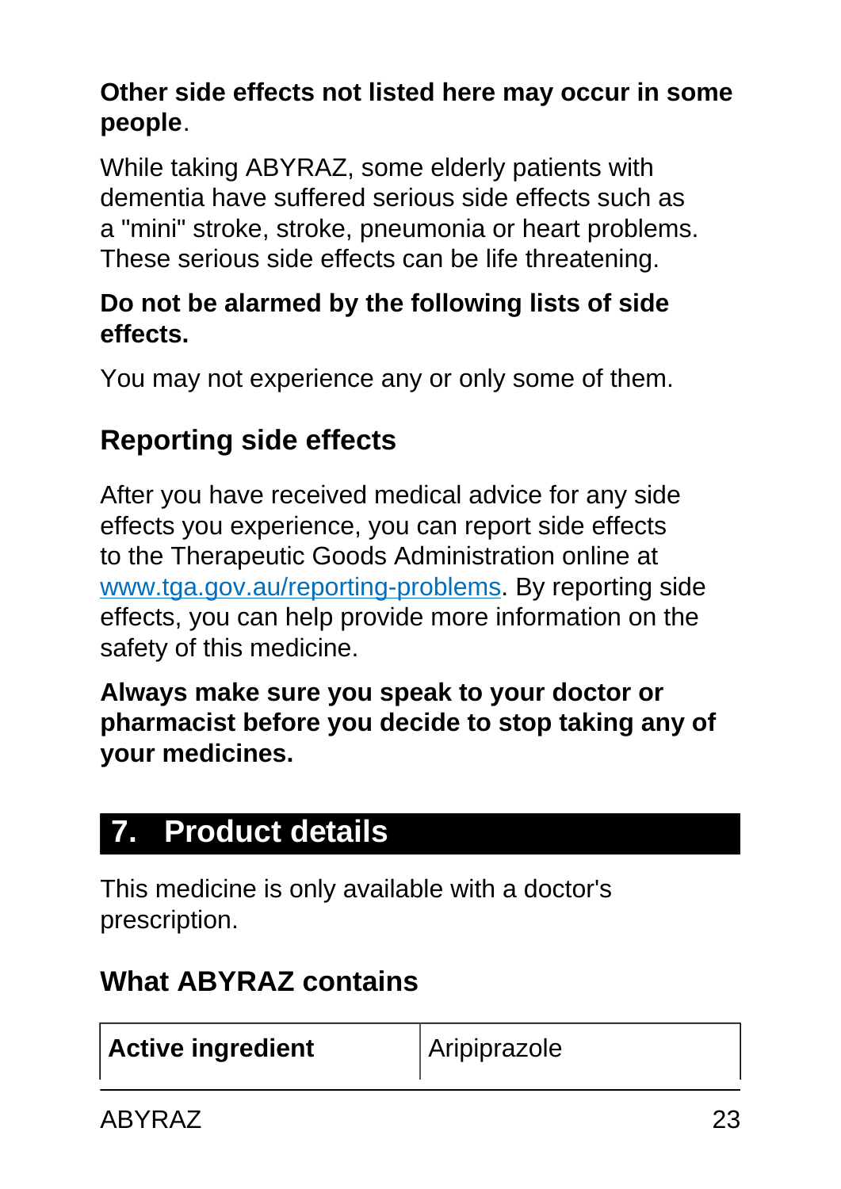**Other side effects not listed here may occur in some people**.

While taking ABYRAZ, some elderly patients with dementia have suffered serious side effects such as a "mini" stroke, stroke, pneumonia or heart problems. These serious side effects can be life threatening.

**Do not be alarmed by the following lists of side effects.**

You may not experience any or only some of them.

## Reporting side effects

After you have received medical advice for any side effects you experience, you can report side effects to the Therapeutic Goods Administration online at www.tga.gov.au/reporting-problems. By reporting side effects, you can help provide more information on the safety of this medicine.

**Always make sure you speak to your doctor or pharmacist before you decide to stop taking any of your medicines.**

# 7. Product details

This medicine is only available with a doctor's prescription.

## What ABYRAZ contains

| **Active ingredient** | Aripiprazole |
|---|---|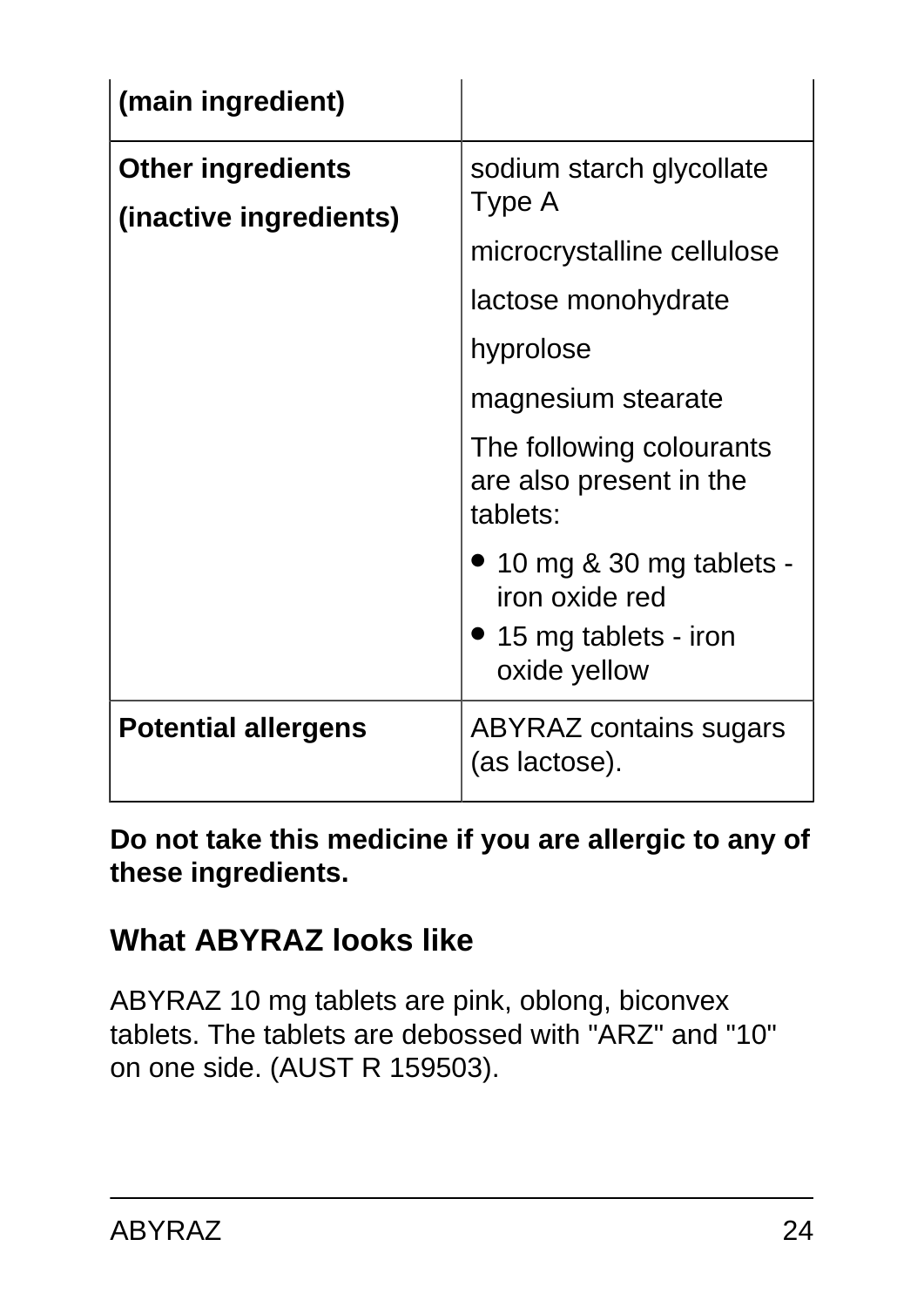| **(main ingredient)** | |
|---|---|
| **Other ingredients (inactive ingredients)** | sodium starch glycollate Type A<br>microcrystalline cellulose<br>lactose monohydrate<br>hyprolose<br>magnesium stearate<br>The following colourants are also present in the tablets:<br>• 10 mg & 30 mg tablets - iron oxide red<br>• 15 mg tablets - iron oxide yellow |
| **Potential allergens** | ABYRAZ contains sugars (as lactose). |

**Do not take this medicine if you are allergic to any of these ingredients.**

## What ABYRAZ looks like

ABYRAZ 10 mg tablets are pink, oblong, biconvex tablets. The tablets are debossed with "ARZ" and "10" on one side. (AUST R 159503).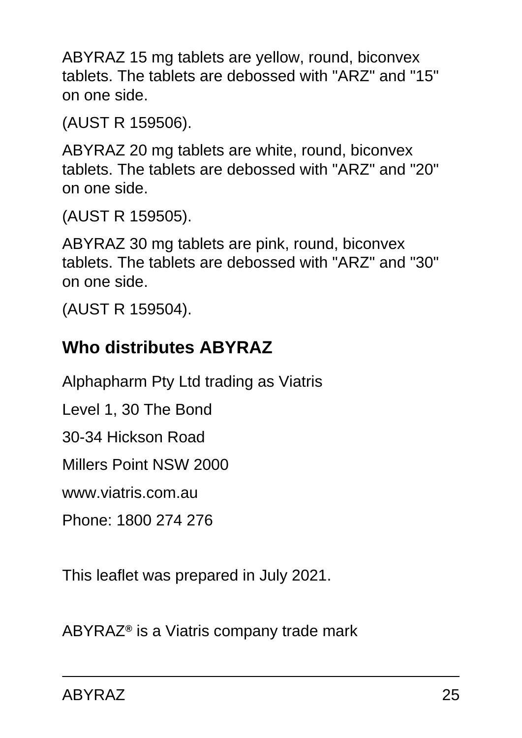ABYRAZ 15 mg tablets are yellow, round, biconvex tablets. The tablets are debossed with "ARZ" and "15" on one side.

(AUST R 159506).

ABYRAZ 20 mg tablets are white, round, biconvex tablets. The tablets are debossed with "ARZ" and "20" on one side.

(AUST R 159505).

ABYRAZ 30 mg tablets are pink, round, biconvex tablets. The tablets are debossed with "ARZ" and "30" on one side.

(AUST R 159504).

## Who distributes ABYRAZ

Alphapharm Pty Ltd trading as Viatris

Level 1, 30 The Bond

30-34 Hickson Road

Millers Point NSW 2000

www.viatris.com.au

Phone: 1800 274 276

This leaflet was prepared in July 2021.

ABYRAZ® is a Viatris company trade mark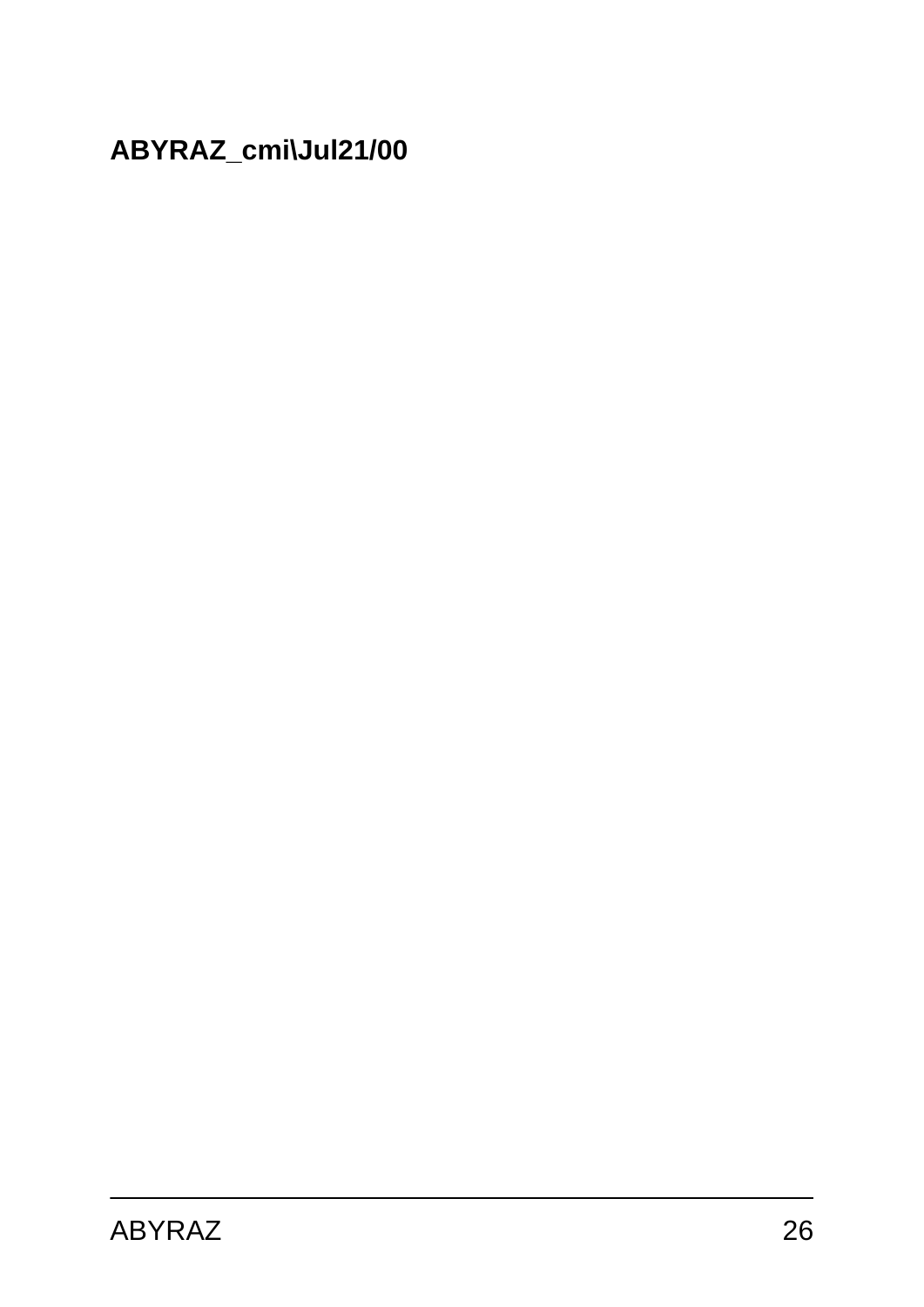**ABYRAZ_cmi\Jul21/00**